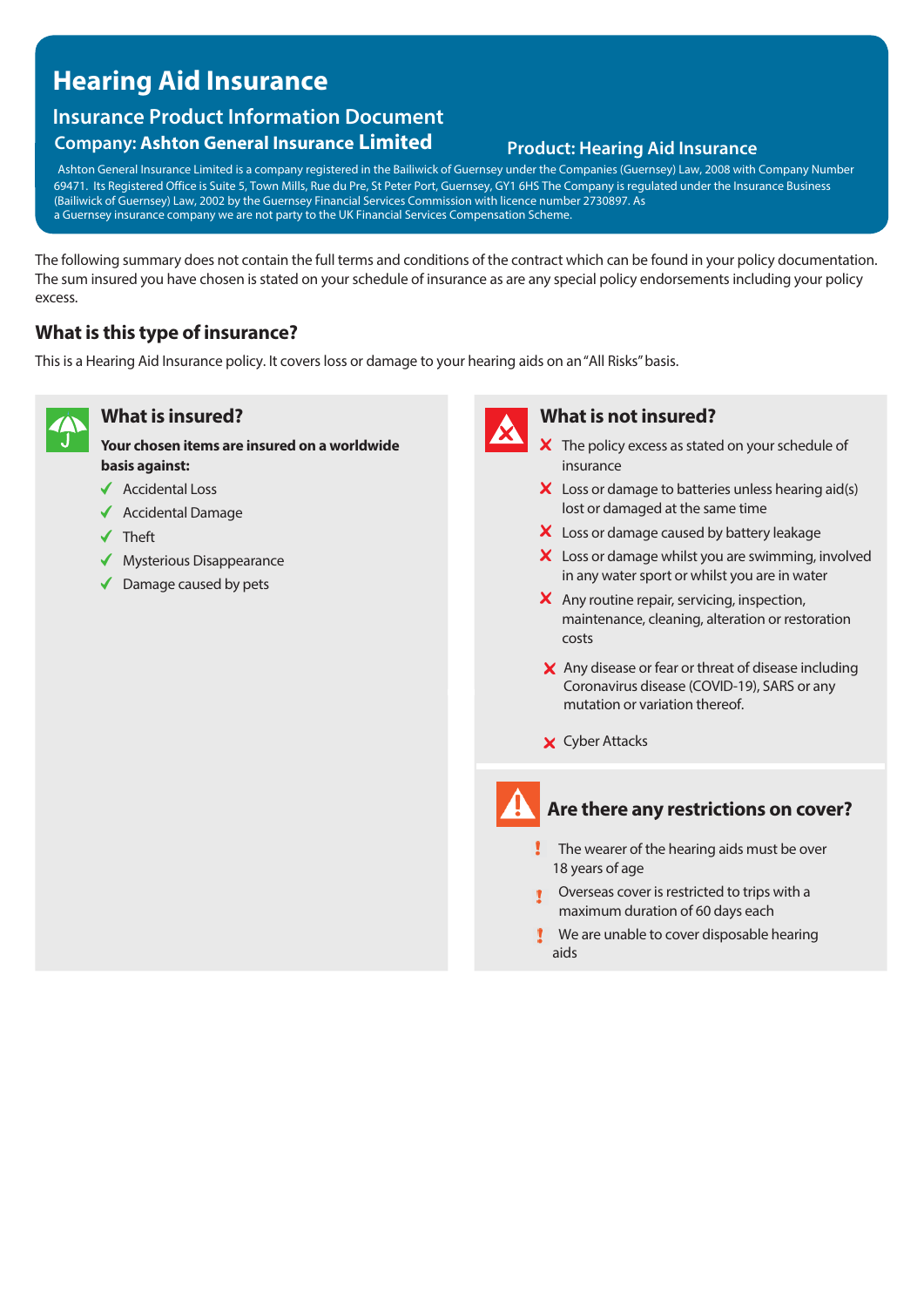# Hearing Aid Insurance

## Insurance Product Information Document

**Company: Ashton General Insurance Limited**

**Product: Hearing Aid Insurance**

Ashton General Insurance Limited is a company registered in the Bailiwick of Guernsey under the Companies (Guernsey) Law, 2008 with Company Number 69471. Its Registered Office is Suite 5, Town Mills, Rue du Pre, St Peter Port, Guernsey, GY1 6HS The Company is regulated under the Insurance Business (Bailiwick of Guernsey) Law, 2002 by the Guernsey Financial Services Commission with licence number 2730897. As a Guernsey insurance company we are not party to the UK Financial Services Compensation Scheme.

The following summary does not contain the full terms and conditions of the contract which can be found in your policy documentation. The sum insured you have chosen is stated on your schedule of insurance as are any special policy endorsements including your policy excess.

## What is this type of insurance?

This is a Hearing Aid Insurance policy. It covers loss or damage to your hearing aids on an "All Risks" basis.

## What is insured?

**Your chosen items are insured on a worldwide basis against:**

- ✓ Accidental Loss
- ✓ Accidental Damage
- ✓ Theft
- ✓ Mysterious Disappearance
- ✓ Damage caused by pets

## What is not insured?

- ✗ The policy excess as stated on your schedule of insurance
- ✗ Loss or damage to batteries unless hearing aid(s) lost or damaged at the same time
- ✗ Loss or damage caused by battery leakage
- ✗ Loss or damage whilst you are swimming, involved in any water sport or whilst you are in water
- ✗ Any routine repair, servicing, inspection, maintenance, cleaning, alteration or restoration costs
- ✗ Any disease or fear or threat of disease including Coronavirus disease (COVID-19), SARS or any mutation or variation thereof.
- ✗ Cyber Attacks

## Are there any restrictions on cover?

- ! The wearer of the hearing aids must be over 18 years of age
- ! Overseas cover is restricted to trips with a maximum duration of 60 days each
- ! We are unable to cover disposable hearing aids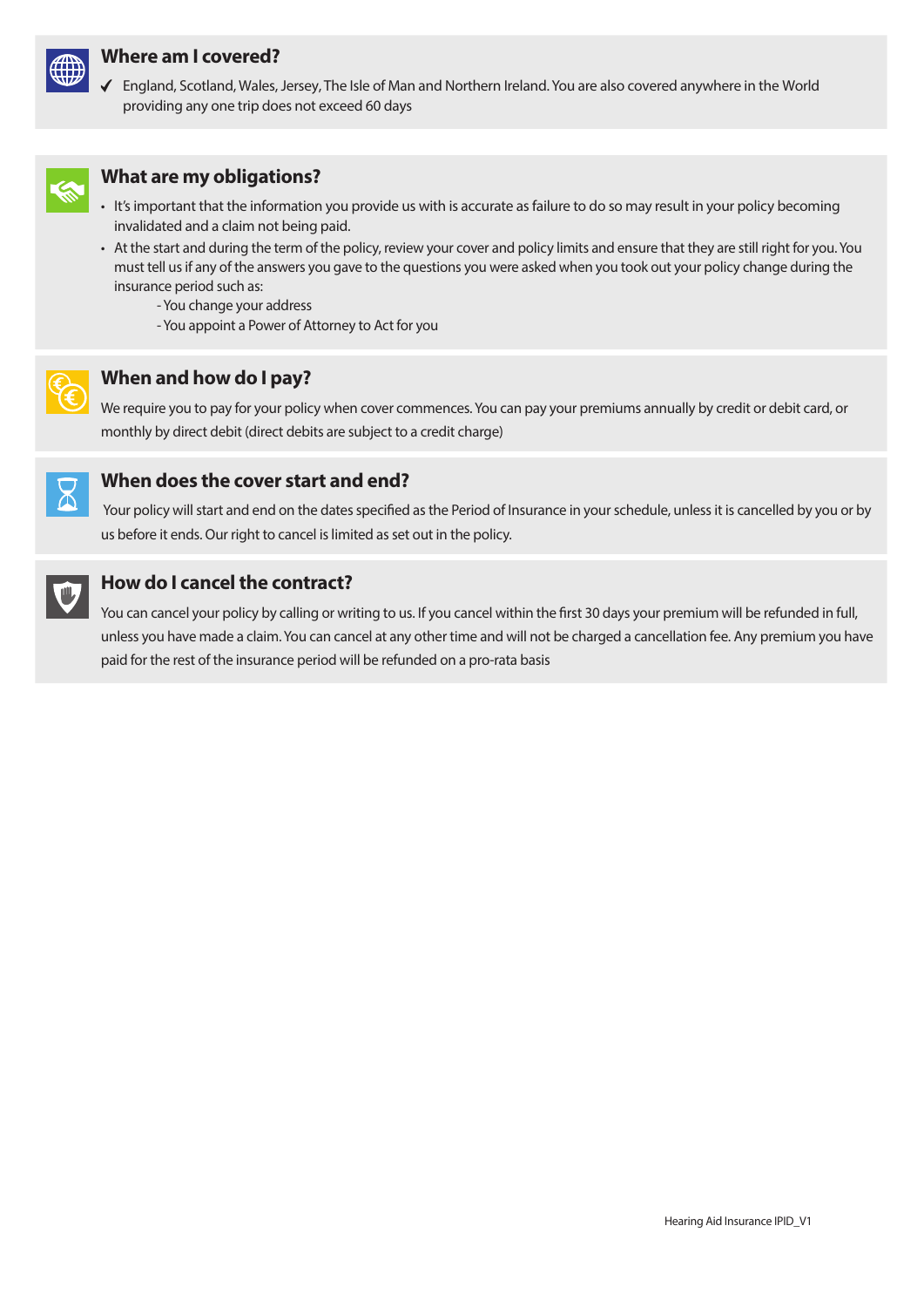## Where am I covered?

- ✓ England, Scotland, Wales, Jersey, The Isle of Man and Northern Ireland. You are also covered anywhere in the World providing any one trip does not exceed 60 days

## What are my obligations?

- It's important that the information you provide us with is accurate as failure to do so may result in your policy becoming invalidated and a claim not being paid.
- At the start and during the term of the policy, review your cover and policy limits and ensure that they are still right for you. You must tell us if any of the answers you gave to the questions you were asked when you took out your policy change during the insurance period such as:
  - You change your address
  - You appoint a Power of Attorney to Act for you

## When and how do I pay?

We require you to pay for your policy when cover commences. You can pay your premiums annually by credit or debit card, or monthly by direct debit (direct debits are subject to a credit charge)

## When does the cover start and end?

Your policy will start and end on the dates specified as the Period of Insurance in your schedule, unless it is cancelled by you or by us before it ends. Our right to cancel is limited as set out in the policy.

## How do I cancel the contract?

You can cancel your policy by calling or writing to us. If you cancel within the first 30 days your premium will be refunded in full, unless you have made a claim. You can cancel at any other time and will not be charged a cancellation fee. Any premium you have paid for the rest of the insurance period will be refunded on a pro-rata basis